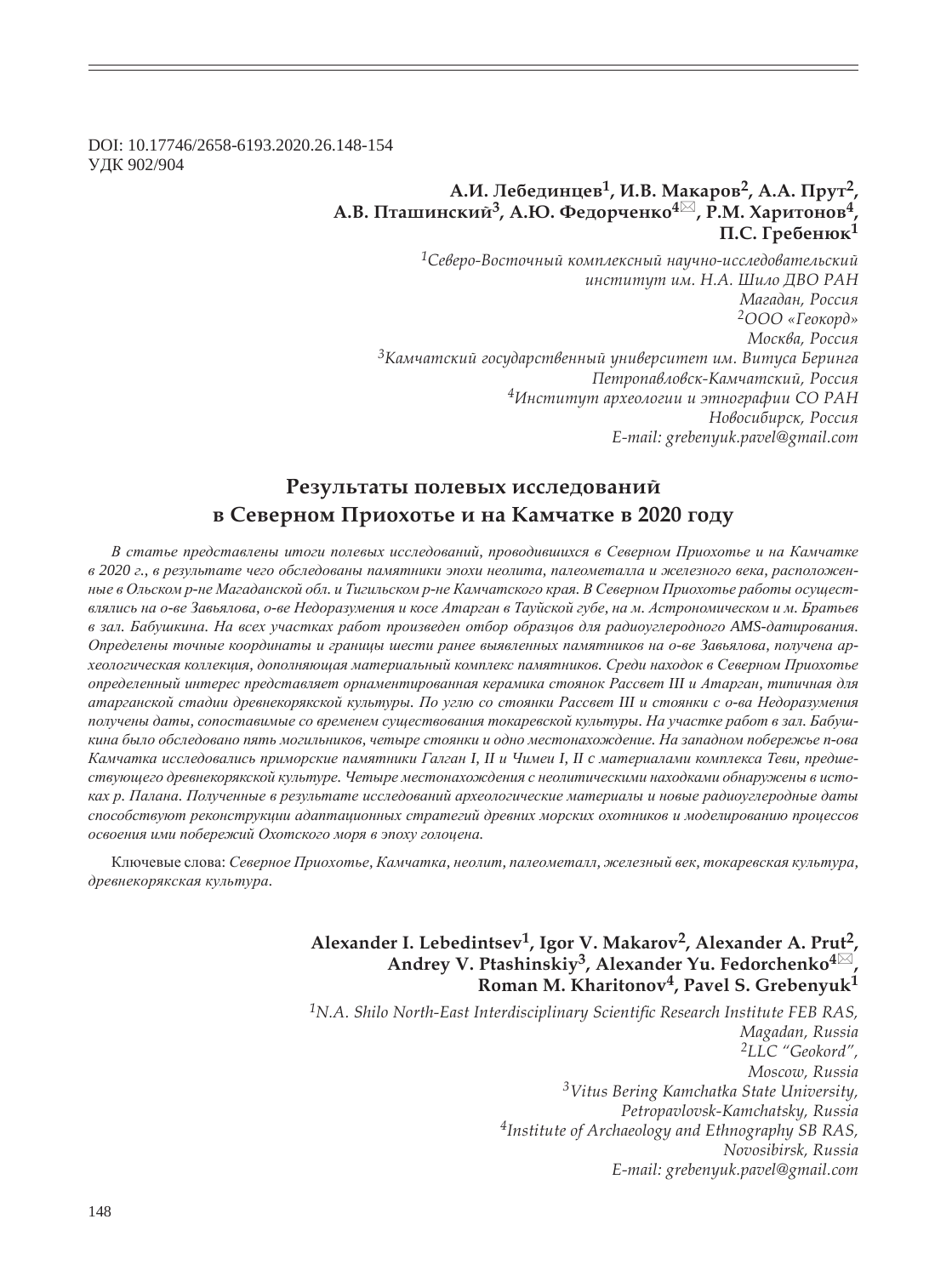DOI: 10.17746/2658-6193.2020.26.148-154
УДК 902/904

**А.И. Лебединцев[1], И.В. Макаров[2], А.А. Прут[2], А.В. Пташинский[3], А.Ю. Федорченко[4]✉, Р.М. Харитонов[4], П.С. Гребенюк[1]**

*[1]Северо-Восточный комплексный научно-исследовательский институт им. Н.А. Шило ДВО РАН*
*Магадан, Россия*
*[2]ООО «Геокорд»*
*Москва, Россия*
*[3]Камчатский государственный университет им. Витуса Беринга*
*Петропавловск-Камчатский, Россия*
*[4]Институт археологии и этнографии СО РАН*
*Новосибирск, Россия*
*E-mail: grebenyuk.pavel@gmail.com*

# Результаты полевых исследований в Северном Приохотье и на Камчатке в 2020 году

*В статье представлены итоги полевых исследований, проводившихся в Северном Приохотье и на Камчатке в 2020 г., в результате чего обследованы памятники эпохи неолита, палеометалла и железного века, расположенные в Ольском р-не Магаданской обл. и Тигильском р-не Камчатского края. В Северном Приохотье работы осуществлялись на о-ве Завьялова, о-ве Недоразумения и косе Атарган в Тауйской губе, на м. Астрономическом и м. Братьев в зал. Бабушкина. На всех участках работ произведен отбор образцов для радиоуглеродного AMS-датирования. Определены точные координаты и границы шести ранее выявленных памятников на о-ве Завьялова, получена археологическая коллекция, дополняющая материальный комплекс памятников. Среди находок в Северном Приохотье определенный интерес представляет орнаментированная керамика стоянок Рассвет III и Атарган, типичная для атарганской стадии древнекорякской культуры. По углю со стоянки Рассвет III и стоянки с о-ва Недоразумения получены даты, сопоставимые со временем существования токаревской культуры. На участке работ в зал. Бабушкина было обследовано пять могильников, четыре стоянки и одно местонахождение. На западном побережье п-ова Камчатка исследовались приморские памятники Галган I, II и Чимеи I, II с материалами комплекса Теви, предшествующего древнекорякской культуре. Четыре местонахождения с неолитическими находками обнаружены в истоках р. Палана. Полученные в результате исследований археологические материалы и новые радиоуглеродные даты способствуют реконструкции адаптационных стратегий древних морских охотников и моделированию процессов освоения ими побережий Охотского моря в эпоху голоцена.*

Ключевые слова: *Северное Приохотье, Камчатка, неолит, палеометалл, железный век, токаревская культура, древнекорякская культура.*

**Alexander I. Lebedintsev[1], Igor V. Makarov[2], Alexander A. Prut[2], Andrey V. Ptashinskiy[3], Alexander Yu. Fedorchenko[4]✉, Roman M. Kharitonov[4], Pavel S. Grebenyuk[1]**

*[1]N.A. Shilo North-East Interdisciplinary Scientific Research Institute FEB RAS,*
*Magadan, Russia*
*[2]LLC "Geokord",*
*Moscow, Russia*
*[3]Vitus Bering Kamchatka State University,*
*Petropavlovsk-Kamchatsky, Russia*
*[4]Institute of Archaeology and Ethnography SB RAS,*
*Novosibirsk, Russia*
*E-mail: grebenyuk.pavel@gmail.com*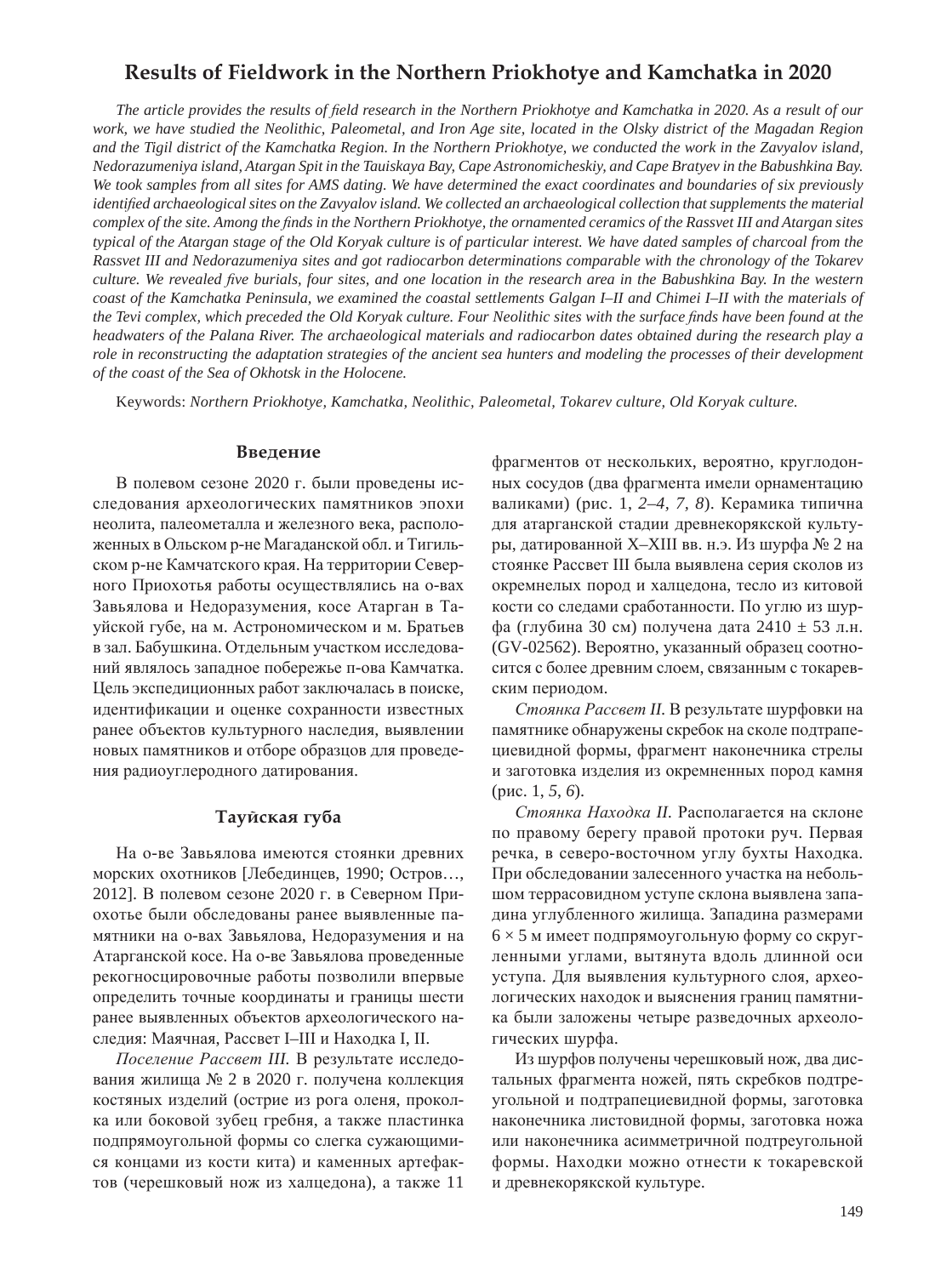## Results of Fieldwork in the Northern Priokhotye and Kamchatka in 2020

*The article provides the results of field research in the Northern Priokhotye and Kamchatka in 2020. As a result of our work, we have studied the Neolithic, Paleometal, and Iron Age site, located in the Olsky district of the Magadan Region and the Tigil district of the Kamchatka Region. In the Northern Priokhotye, we conducted the work in the Zavyalov island, Nedorazumeniya island, Atargan Spit in the Tauiskaya Bay, Cape Astronomicheskiy, and Cape Bratyev in the Babushkina Bay. We took samples from all sites for AMS dating. We have determined the exact coordinates and boundaries of six previously identified archaeological sites on the Zavyalov island. We collected an archaeological collection that supplements the material complex of the site. Among the finds in the Northern Priokhotye, the ornamented ceramics of the Rassvet III and Atargan sites typical of the Atargan stage of the Old Koryak culture is of particular interest. We have dated samples of charcoal from the Rassvet III and Nedorazumeniya sites and got radiocarbon determinations comparable with the chronology of the Tokarev culture. We revealed five burials, four sites, and one location in the research area in the Babushkina Bay. In the western coast of the Kamchatka Peninsula, we examined the coastal settlements Galgan I–II and Chimei I–II with the materials of the Tevi complex, which preceded the Old Koryak culture. Four Neolithic sites with the surface finds have been found at the headwaters of the Palana River. The archaeological materials and radiocarbon dates obtained during the research play a role in reconstructing the adaptation strategies of the ancient sea hunters and modeling the processes of their development of the coast of the Sea of Okhotsk in the Holocene.*

Keywords: *Northern Priokhotye, Kamchatka, Neolithic, Paleometal, Tokarev culture, Old Koryak culture.*

### Введение

В полевом сезоне 2020 г. были проведены исследования археологических памятников эпохи неолита, палеометалла и железного века, расположенных в Ольском р-не Магаданской обл. и Тигильском р-не Камчатского края. На территории Северного Приохотья работы осуществлялись на о-вах Завьялова и Недоразумения, косе Атарган в Тауйской губе, на м. Астрономическом и м. Братьев в зал. Бабушкина. Отдельным участком исследований являлось западное побережье п-ова Камчатка. Цель экспедиционных работ заключалась в поиске, идентификации и оценке сохранности известных ранее объектов культурного наследия, выявлении новых памятников и отборе образцов для проведения радиоуглеродного датирования.

### Тауйская губа

На о-ве Завьялова имеются стоянки древних морских охотников [Лебединцев, 1990; Остров…, 2012]. В полевом сезоне 2020 г. в Северном Приохотье были обследованы ранее выявленные памятники на о-вах Завьялова, Недоразумения и на Атарганской косе. На о-ве Завьялова проведенные рекогносцировочные работы позволили впервые определить точные координаты и границы шести ранее выявленных объектов археологического наследия: Маячная, Рассвет I–III и Находка I, II.

*Поселение Рассвет III.* В результате исследования жилища № 2 в 2020 г. получена коллекция костяных изделий (острие из рога оленя, проколка или боковой зубец гребня, а также пластинка подпрямоугольной формы со слегка сужающимися концами из кости кита) и каменных артефактов (черешковый нож из халцедона), а также 11 фрагментов от нескольких, вероятно, круглодонных сосудов (два фрагмента имели орнаментацию валиками) (рис. 1, *2–4, 7, 8*). Керамика типична для атарганской стадии древнекорякской культуры, датированной X–XIII вв. н.э. Из шурфа № 2 на стоянке Рассвет III была выявлена серия сколов из окремнелых пород и халцедона, тесло из китовой кости со следами сработанности. По углю из шурфа (глубина 30 см) получена дата 2410 ± 53 л.н. (GV-02562). Вероятно, указанный образец соотносится с более древним слоем, связанным с токаревским периодом.

*Стоянка Рассвет II.* В результате шурфовки на памятнике обнаружены скребок на сколе подтрапециевидной формы, фрагмент наконечника стрелы и заготовка изделия из окремненных пород камня (рис. 1, *5, 6*).

*Стоянка Находка II.* Располагается на склоне по правому берегу правой протоки руч. Первая речка, в северо-восточном углу бухты Находка. При обследовании залесенного участка на небольшом террасовидном уступе склона выявлена западина углубленного жилища. Западина размерами 6 × 5 м имеет подпрямоугольную форму со скругленными углами, вытянута вдоль длинной оси уступа. Для выявления культурного слоя, археологических находок и выяснения границ памятника были заложены четыре разведочных археологических шурфа.

Из шурфов получены черешковый нож, два дистальных фрагмента ножей, пять скребков подтреугольной и подтрапециевидной формы, заготовка наконечника листовидной формы, заготовка ножа или наконечника асимметричной подтреугольной формы. Находки можно отнести к токаревской и древнекорякской культуре.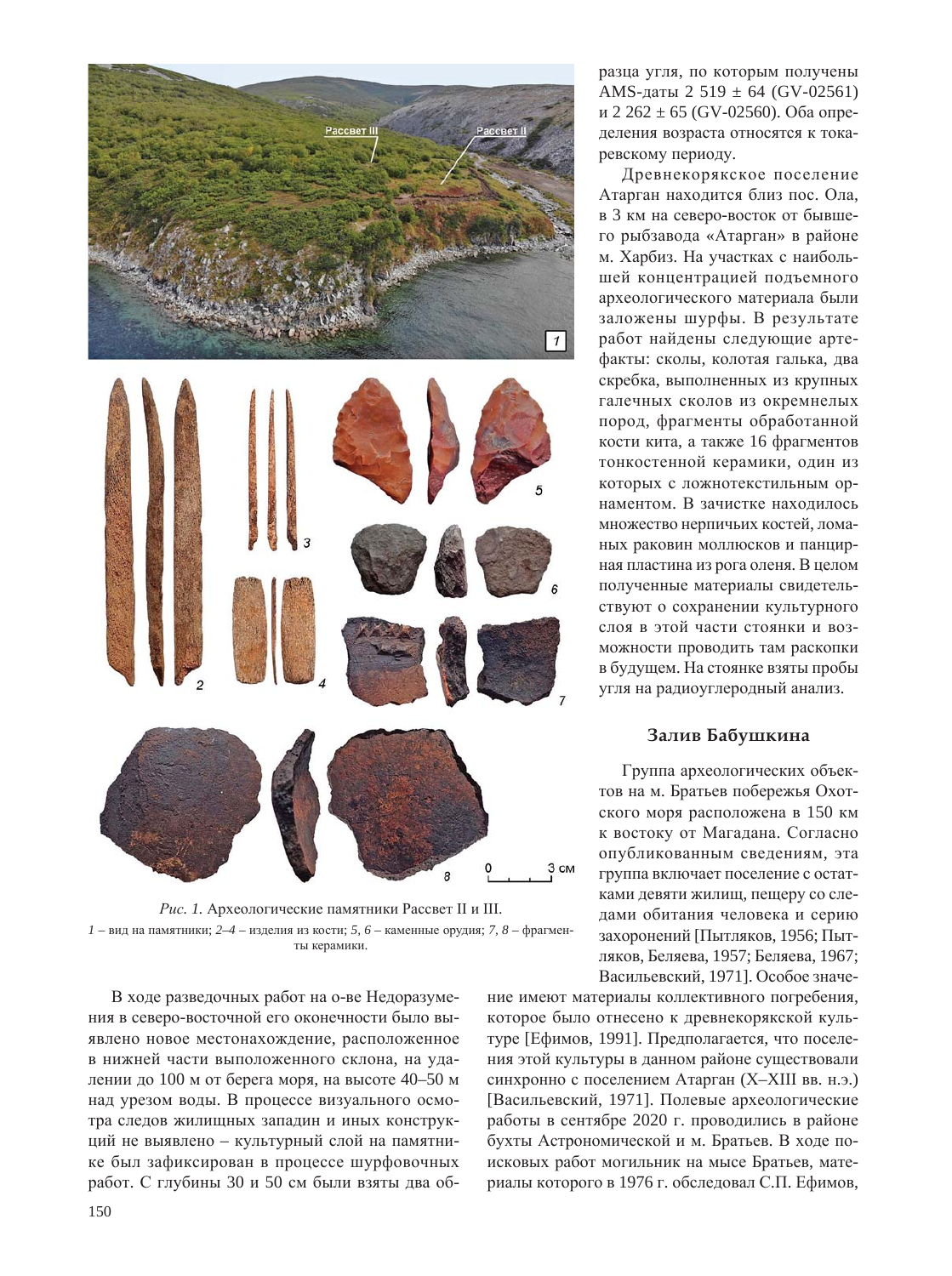*Рис. 1.* Археологические памятники Рассвет II и III.
*1* – вид на памятники; *2–4* – изделия из кости; *5, 6* – каменные орудия; *7, 8* – фрагменты керамики.

В ходе разведочных работ на о-ве Недоразумения в северо-восточной его оконечности было выявлено новое местонахождение, расположенное в нижней части выположенного склона, на удалении до 100 м от берега моря, на высоте 40–50 м над урезом воды. В процессе визуального осмотра следов жилищных западин и иных конструкций не выявлено – культурный слой на памятнике был зафиксирован в процессе шурфовочных работ. С глубины 30 и 50 см были взяты два образца угля, по которым получены AMS-даты 2 519 ± 64 (GV-02561) и 2 262 ± 65 (GV-02560). Оба определения возраста относятся к токаревскому периоду.

Древнекорякское поселение Атарган находится близ пос. Ола, в 3 км на северо-восток от бывшего рыбзавода «Атарган» в районе м. Харбиз. На участках с наибольшей концентрацией подъемного археологического материала были заложены шурфы. В результате работ найдены следующие артефакты: сколы, колотая галька, два скребка, выполненных из крупных галечных сколов из окремнелых пород, фрагменты обработанной кости кита, а также 16 фрагментов тонкостенной керамики, один из которых с ложнотекстильным орнаментом. В зачистке находилось множество нерпичьих костей, ломаных раковин моллюсков и панцирная пластина из рога оленя. В целом полученные материалы свидетельствуют о сохранении культурного слоя в этой части стоянки и возможности проводить там раскопки в будущем. На стоянке взяты пробы угля на радиоуглеродный анализ.

## Залив Бабушкина

Группа археологических объектов на м. Братьев побережья Охотского моря расположена в 150 км к востоку от Магадана. Согласно опубликованным сведениям, эта группа включает поселение с остатками девяти жилищ, пещеру со следами обитания человека и серию захоронений [Пытляков, 1956; Пытляков, Беляева, 1957; Беляева, 1967; Васильевский, 1971]. Особое значение имеют материалы коллективного погребения, которое было отнесено к древнекорякской культуре [Ефимов, 1991]. Предполагается, что поселения этой культуры в данном районе существовали синхронно с поселением Атарган (X–XIII вв. н.э.) [Васильевский, 1971]. Полевые археологические работы в сентябре 2020 г. проводились в районе бухты Астрономической и м. Братьев. В ходе поисковых работ могильник на мысе Братьев, материалы которого в 1976 г. обследовал С.П. Ефимов,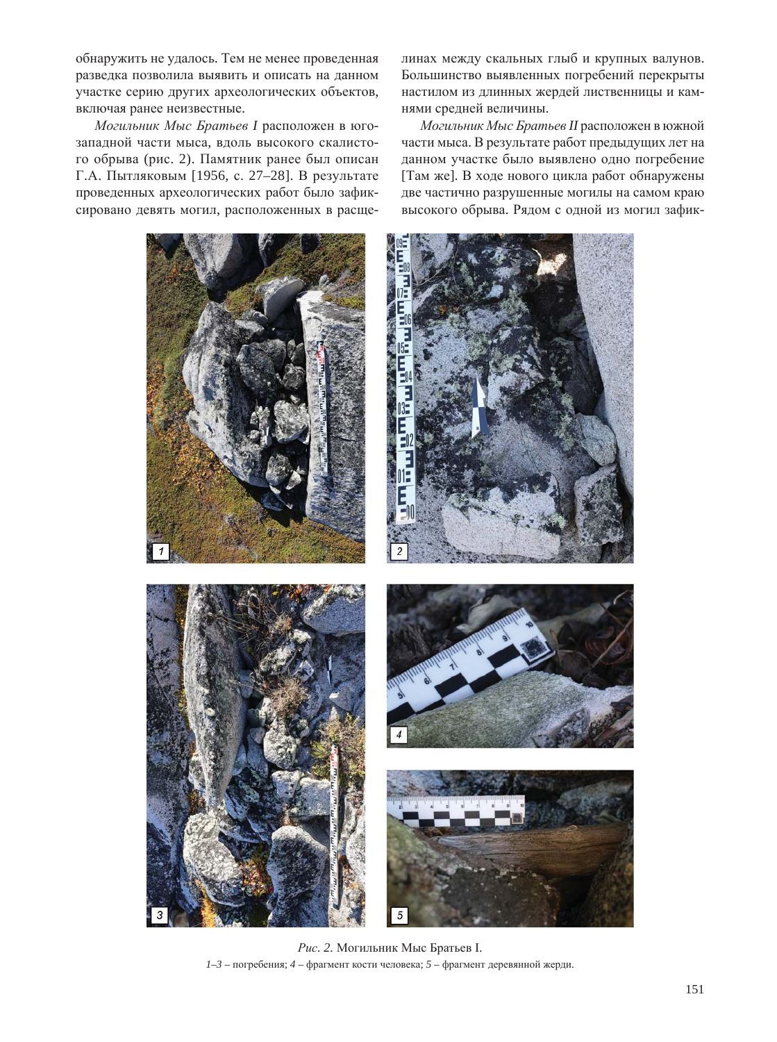обнаружить не удалось. Тем не менее проведенная разведка позволила выявить и описать на данном участке серию других археологических объектов, включая ранее неизвестные.

*Могильник Мыс Братьев I* расположен в юго-западной части мыса, вдоль высокого скалистого обрыва (рис. 2). Памятник ранее был описан Г.А. Пытляковым [1956, с. 27–28]. В результате проведенных археологических работ было зафиксировано девять могил, расположенных в расщелинах между скальных глыб и крупных валунов. Большинство выявленных погребений перекрыты настилом из длинных жердей лиственницы и камнями средней величины.

*Могильник Мыс Братьев II* расположен в южной части мыса. В результате работ предыдущих лет на данном участке было выявлено одно погребение [Там же]. В ходе нового цикла работ обнаружены две частично разрушенные могилы на самом краю высокого обрыва. Рядом с одной из могил зафик-

*Рис. 2.* Могильник Мыс Братьев I.
*1–3* – погребения; *4* – фрагмент кости человека; *5* – фрагмент деревянной жерди.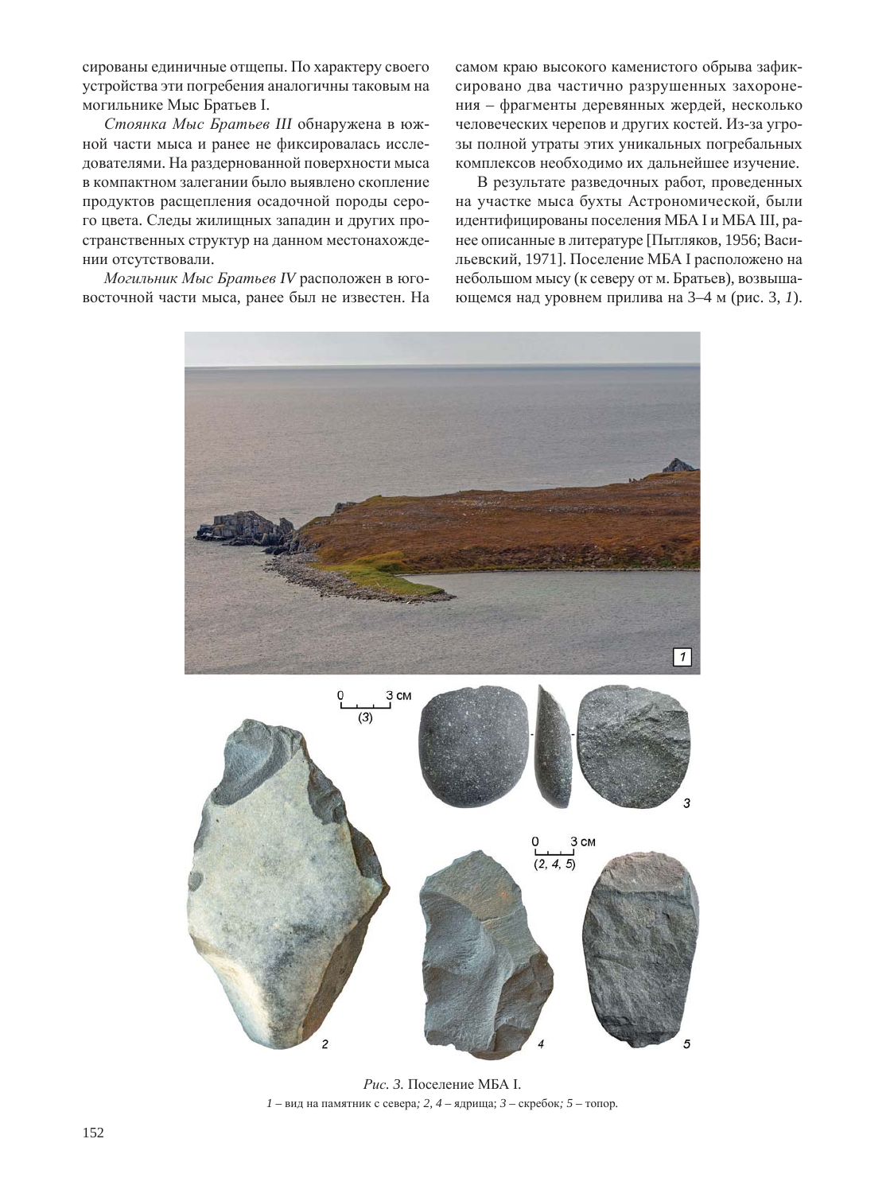сированы единичные отщепы. По характеру своего устройства эти погребения аналогичны таковым на могильнике Мыс Братьев I.

*Стоянка Мыс Братьев III* обнаружена в южной части мыса и ранее не фиксировалась исследователями. На раздернованной поверхности мыса в компактном залегании было выявлено скопление продуктов расщепления осадочной породы серого цвета. Следы жилищных западин и других пространственных структур на данном местонахождении отсутствовали.

*Могильник Мыс Братьев IV* расположен в юго-восточной части мыса, ранее был не известен. На самом краю высокого каменистого обрыва зафиксировано два частично разрушенных захоронения – фрагменты деревянных жердей, несколько человеческих черепов и других костей. Из-за угрозы полной утраты этих уникальных погребальных комплексов необходимо их дальнейшее изучение.

В результате разведочных работ, проведенных на участке мыса бухты Астрономической, были идентифицированы поселения МБА I и МБА III, ранее описанные в литературе [Пытляков, 1956; Васильевский, 1971]. Поселение МБА I расположено на небольшом мысу (к северу от м. Братьев), возвышающемся над уровнем прилива на 3–4 м (рис. 3, *1*).

0 3 см
(3)

0 3 см
(2, 4, 5)

*Рис. 3.* Поселение МБА I.
*1* – вид на памятник с севера*; 2, 4* – ядрища; *3* – скребок*; 5* – топор.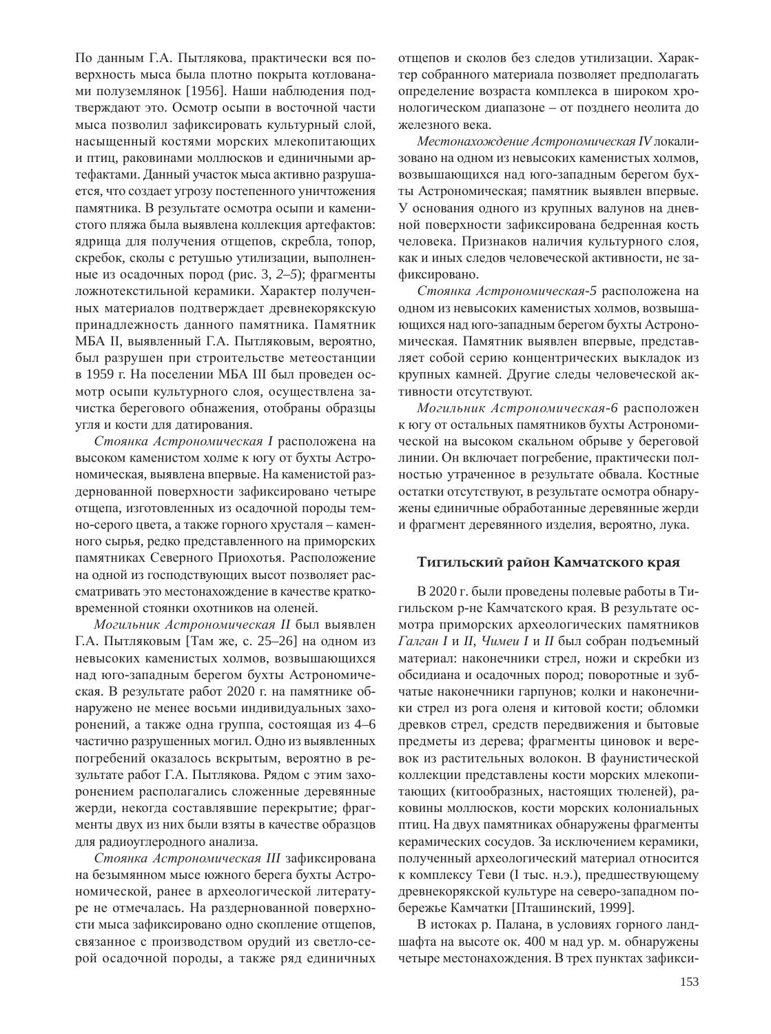По данным Г.А. Пытлякова, практически вся поверхность мыса была плотно покрыта котлованами полуземлянок [1956]. Наши наблюдения подтверждают это. Осмотр осыпи в восточной части мыса позволил зафиксировать культурный слой, насыщенный костями морских млекопитающих и птиц, раковинами моллюсков и единичными артефактами. Данный участок мыса активно разрушается, что создает угрозу постепенного уничтожения памятника. В результате осмотра осыпи и каменистого пляжа была выявлена коллекция артефактов: ядрища для получения отщепов, скребла, топор, скребок, сколы с ретушью утилизации, выполненные из осадочных пород (рис. 3, *2–5*); фрагменты ложнотекстильной керамики. Характер полученных материалов подтверждает древнекорякскую принадлежность данного памятника. Памятник МБА II, выявленный Г.А. Пытляковым, вероятно, был разрушен при строительстве метеостанции в 1959 г. На поселении МБА III был проведен осмотр осыпи культурного слоя, осуществлена зачистка берегового обнажения, отобраны образцы угля и кости для датирования.

*Стоянка Астрономическая I* расположена на высоком каменистом холме к югу от бухты Астрономическая, выявлена впервые. На каменистой раздернованной поверхности зафиксировано четыре отщепа, изготовленных из осадочной породы темно-серого цвета, а также горного хрусталя – каменного сырья, редко представленного на приморских памятниках Северного Приохотья. Расположение на одной из господствующих высот позволяет рассматривать это местонахождение в качестве кратковременной стоянки охотников на оленей.

*Могильник Астрономическая II* был выявлен Г.А. Пытляковым [Там же, с. 25–26] на одном из невысоких каменистых холмов, возвышающихся над юго-западным берегом бухты Астрономическая. В результате работ 2020 г. на памятнике обнаружено не менее восьми индивидуальных захоронений, а также одна группа, состоящая из 4–6 частично разрушенных могил. Одно из выявленных погребений оказалось вскрытым, вероятно в результате работ Г.А. Пытлякова. Рядом с этим захоронением располагались сложенные деревянные жерди, некогда составлявшие перекрытие; фрагменты двух из них были взяты в качестве образцов для радиоуглеродного анализа.

*Стоянка Астрономическая III* зафиксирована на безымянном мысе южного берега бухты Астрономической, ранее в археологической литературе не отмечалась. На раздернованной поверхности мыса зафиксировано одно скопление отщепов, связанное с производством орудий из светло-серой осадочной породы, а также ряд единичных отщепов и сколов без следов утилизации. Характер собранного материала позволяет предполагать определение возраста комплекса в широком хронологическом диапазоне – от позднего неолита до железного века.

*Местонахождение Астрономическая IV* локализовано на одном из невысоких каменистых холмов, возвышающихся над юго-западным берегом бухты Астрономическая; памятник выявлен впервые. У основания одного из крупных валунов на дневной поверхности зафиксирована бедренная кость человека. Признаков наличия культурного слоя, как и иных следов человеческой активности, не зафиксировано.

*Стоянка Астрономическая-5* расположена на одном из невысоких каменистых холмов, возвышающихся над юго-западным берегом бухты Астрономическая. Памятник выявлен впервые, представляет собой серию концентрических выкладок из крупных камней. Другие следы человеческой активности отсутствуют.

*Могильник Астрономическая-6* расположен к югу от остальных памятников бухты Астрономической на высоком скальном обрыве у береговой линии. Он включает погребение, практически полностью утраченное в результате обвала. Костные остатки отсутствуют, в результате осмотра обнаружены единичные обработанные деревянные жерди и фрагмент деревянного изделия, вероятно, лука.

## Тигильский район Камчатского края

В 2020 г. были проведены полевые работы в Тигильском р-не Камчатского края. В результате осмотра приморских археологических памятников *Галган I* и *II*, *Чимеи I* и *II* был собран подъемный материал: наконечники стрел, ножи и скребки из обсидиана и осадочных пород; поворотные и зубчатые наконечники гарпунов; колки и наконечники стрел из рога оленя и китовой кости; обломки древков стрел, средств передвижения и бытовые предметы из дерева; фрагменты циновок и веревок из растительных волокон. В фаунистической коллекции представлены кости морских млекопитающих (китообразных, настоящих тюленей), раковины моллюсков, кости морских колониальных птиц. На двух памятниках обнаружены фрагменты керамических сосудов. За исключением керамики, полученный археологический материал относится к комплексу Теви (I тыс. н.э.), предшествующему древнекорякской культуре на северо-западном побережье Камчатки [Пташинский, 1999].

В истоках р. Палана, в условиях горного ландшафта на высоте ок. 400 м над ур. м. обнаружены четыре местонахождения. В трех пунктах зафикси-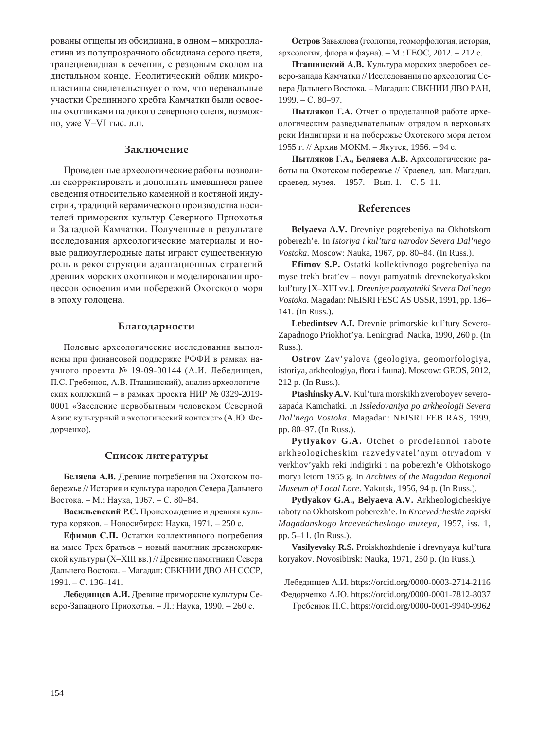рованы отщепы из обсидиана, в одном – микропластина из полупрозрачного обсидиана серого цвета, трапециевидная в сечении, с резцовым сколом на дистальном конце. Неолитический облик микропластины свидетельствует о том, что перевальные участки Срединного хребта Камчатки были освоены охотниками на дикого северного оленя, возможно, уже V–VI тыс. л.н.

## Заключение

Проведенные археологические работы позволили скорректировать и дополнить имевшиеся ранее сведения относительно каменной и костяной индустрии, традиций керамического производства носителей приморских культур Северного Приохотья и Западной Камчатки. Полученные в результате исследования археологические материалы и новые радиоуглеродные даты играют существенную роль в реконструкции адаптационных стратегий древних морских охотников и моделировании процессов освоения ими побережий Охотского моря в эпоху голоцена.

## Благодарности

Полевые археологические исследования выполнены при финансовой поддержке РФФИ в рамках научного проекта № 19-09-00144 (А.И. Лебединцев, П.С. Гребенюк, А.В. Пташинский), анализ археологических коллекций – в рамках проекта НИР № 0329-2019-0001 «Заселение первобытным человеком Северной Азии: культурный и экологический контекст» (А.Ю. Федорченко).

## Список литературы

**Беляева А.В.** Древние погребения на Охотском побережье // История и культура народов Севера Дальнего Востока. – М.: Наука, 1967. – С. 80–84.

**Васильевский Р.С.** Происхождение и древняя культура коряков. – Новосибирск: Наука, 1971. – 250 с.

**Ефимов С.П.** Остатки коллективного погребения на мысе Трех братьев – новый памятник древнекорякской культуры (X–XIII вв.) // Древние памятники Севера Дальнего Востока. – Магадан: СВКНИИ ДВО АН СССР, 1991. – С. 136–141.

**Лебединцев А.И.** Древние приморские культуры Северо-Западного Приохотья. – Л.: Наука, 1990. – 260 с.

**Остров** Завьялова (геология, геоморфология, история, археология, флора и фауна). – М.: ГЕОС, 2012. – 212 с.

**Пташинский А.В.** Культура морских зверобоев северо-запада Камчатки // Исследования по археологии Севера Дальнего Востока. – Магадан: СВКНИИ ДВО РАН, 1999. – С. 80–97.

**Пытляков Г.А.** Отчет о проделанной работе археологическим разведывательным отрядом в верховьях реки Индигирки и на побережье Охотского моря летом 1955 г. // Архив МОКМ. – Якутск, 1956. – 94 с.

**Пытляков Г.А., Беляева А.В.** Археологические работы на Охотском побережье // Краевед. зап. Магадан. краевед. музея. – 1957. – Вып. 1. – С. 5–11.

## References

**Belyaeva A.V.** Drevniye pogrebeniya na Okhotskom poberezh'e. In *Istoriya i kul'tura narodov Severa Dal'nego Vostoka*. Moscow: Nauka, 1967, pp. 80–84. (In Russ.).

**Efimov S.P.** Ostatki kollektivnogo pogrebeniya na myse trekh brat'ev – novyi pamyatnik drevnekoryakskoi kul'tury [X–XIII vv.]. *Drevniye pamyatniki Severa Dal'nego Vostoka*. Magadan: NEISRI FESC AS USSR, 1991, pp. 136–141. (In Russ.).

**Lebedintsev A.I.** Drevnie primorskie kul'tury Severo-Zapadnogo Priokhot'ya. Leningrad: Nauka, 1990, 260 p. (In Russ.).

**Ostrov** Zav'yalova (geologiya, geomorfologiya, istoriya, arkheologiya, flora i fauna). Moscow: GEOS, 2012, 212 p. (In Russ.).

**Ptashinsky A.V.** Kul'tura morskikh zveroboyev severo-zapada Kamchatki. In *Issledovaniya po arkheologii Severa Dal'nego Vostoka*. Magadan: NEISRI FEB RAS, 1999, pp. 80–97. (In Russ.).

**Pytlyakov G.A.** Otchet o prodelannoi rabote arkheologicheskim razvedyvatel'nym otryadom v verkhov'yakh reki Indigirki i na poberezh'e Okhotskogo morya letom 1955 g. In *Archives of the Magadan Regional Museum of Local Lore*. Yakutsk, 1956, 94 p. (In Russ.).

**Pytlyakov G.A., Belyaeva A.V.** Arkheologicheskiye raboty na Okhotskom poberezh'e. In *Kraevedcheskie zapiski Magadanskogo kraevedcheskogo muzeya*, 1957, iss. 1, pp. 5–11. (In Russ.).

**Vasilyevsky R.S.** Proiskhozhdenie i drevnyaya kul'tura koryakov. Novosibirsk: Nauka, 1971, 250 p. (In Russ.).

Лебединцев А.И. https://orcid.org/0000-0003-2714-2116
Федорченко А.Ю. https://orcid.org/0000-0001-7812-8037
Гребенюк П.С. https://orcid.org/0000-0001-9940-9962